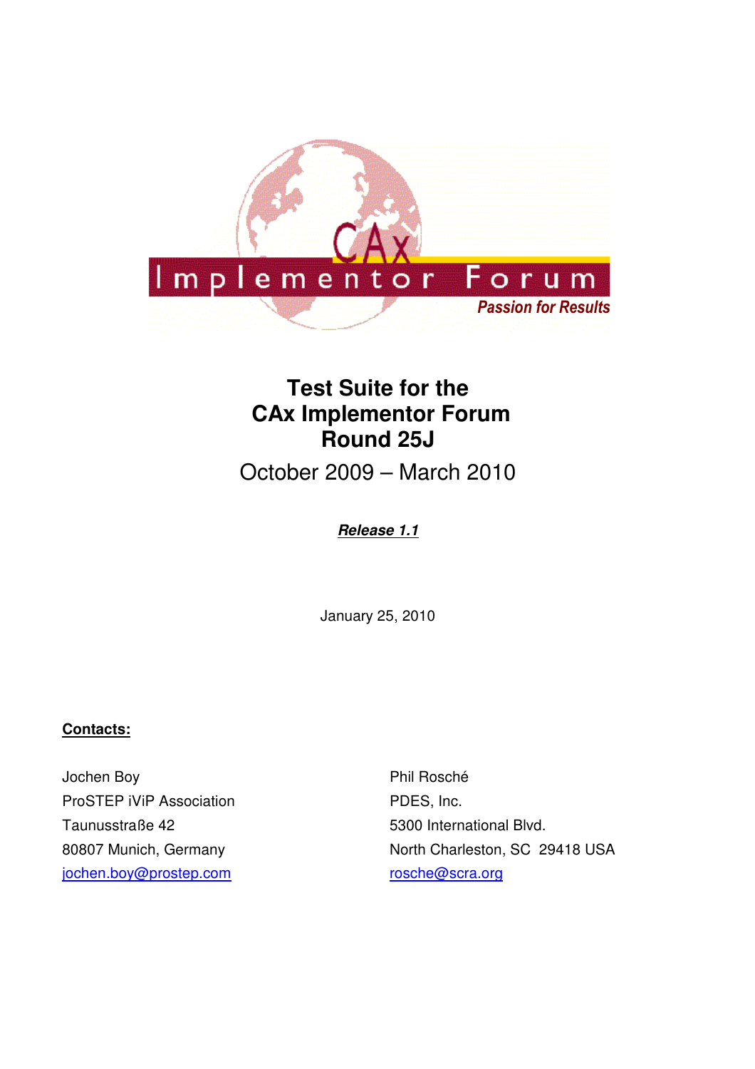# Test Suite for the CAx Implementor Forum Round 25J

October 2009 – March 2010

***Release 1.1***

January 25, 2010

**Contacts:**

Jochen Boy
ProSTEP iViP Association
Taunusstraße 42
80807 Munich, Germany
jochen.boy@prostep.com

Phil Rosché
PDES, Inc.
5300 International Blvd.
North Charleston, SC 29418 USA
rosche@scra.org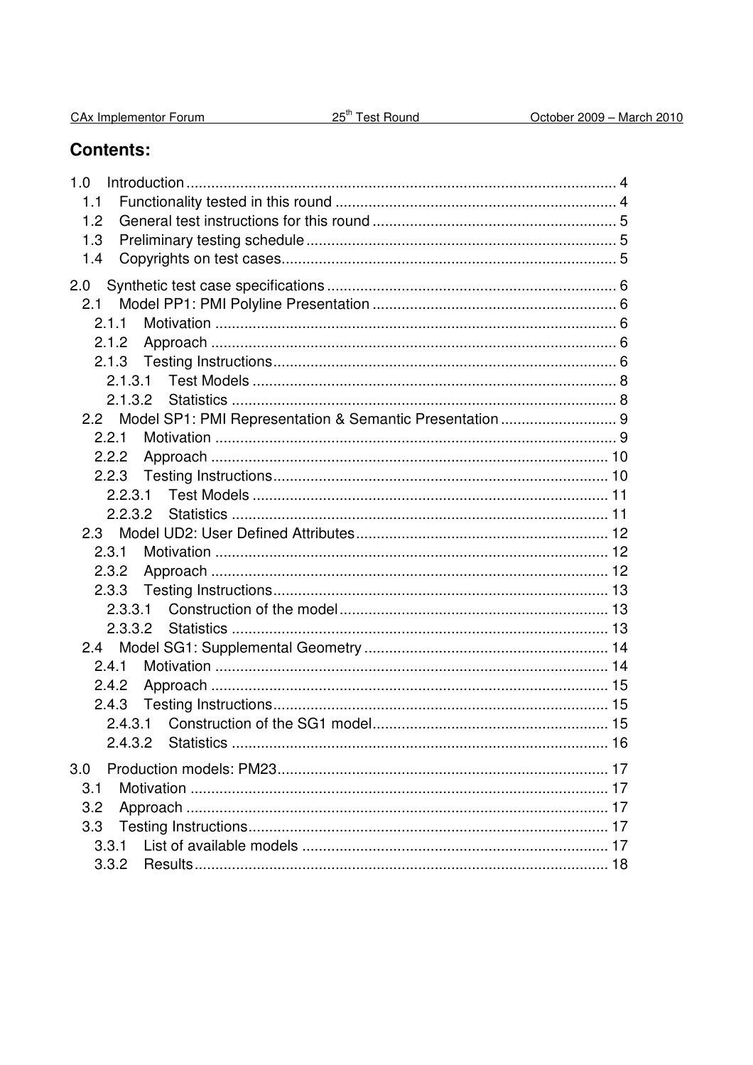## Contents:

1.0 Introduction ........................................................................................................ 4
  1.1 Functionality tested in this round .................................................................... 4
  1.2 General test instructions for this round ........................................................... 5
  1.3 Preliminary testing schedule ........................................................................... 5
  1.4 Copyrights on test cases................................................................................. 5

2.0 Synthetic test case specifications ...................................................................... 6
  2.1 Model PP1: PMI Polyline Presentation ........................................................... 6
    2.1.1 Motivation ................................................................................................. 6
    2.1.2 Approach .................................................................................................. 6
    2.1.3 Testing Instructions................................................................................... 6
      2.1.3.1 Test Models ........................................................................................ 8
      2.1.3.2 Statistics ............................................................................................. 8
  2.2 Model SP1: PMI Representation & Semantic Presentation ............................ 9
    2.2.1 Motivation ................................................................................................. 9
    2.2.2 Approach ................................................................................................ 10
    2.2.3 Testing Instructions................................................................................. 10
      2.2.3.1 Test Models ...................................................................................... 11
      2.2.3.2 Statistics ........................................................................................... 11
  2.3 Model UD2: User Defined Attributes............................................................. 12
    2.3.1 Motivation ............................................................................................... 12
    2.3.2 Approach ................................................................................................ 12
    2.3.3 Testing Instructions................................................................................. 13
      2.3.3.1 Construction of the model ................................................................. 13
      2.3.3.2 Statistics ........................................................................................... 13
  2.4 Model SG1: Supplemental Geometry ........................................................... 14
    2.4.1 Motivation ............................................................................................... 14
    2.4.2 Approach ................................................................................................ 15
    2.4.3 Testing Instructions................................................................................. 15
      2.4.3.1 Construction of the SG1 model......................................................... 15
      2.4.3.2 Statistics ........................................................................................... 16

3.0 Production models: PM23................................................................................ 17
  3.1 Motivation ..................................................................................................... 17
  3.2 Approach ...................................................................................................... 17
  3.3 Testing Instructions....................................................................................... 17
    3.3.1 List of available models .......................................................................... 17
    3.3.2 Results.................................................................................................... 18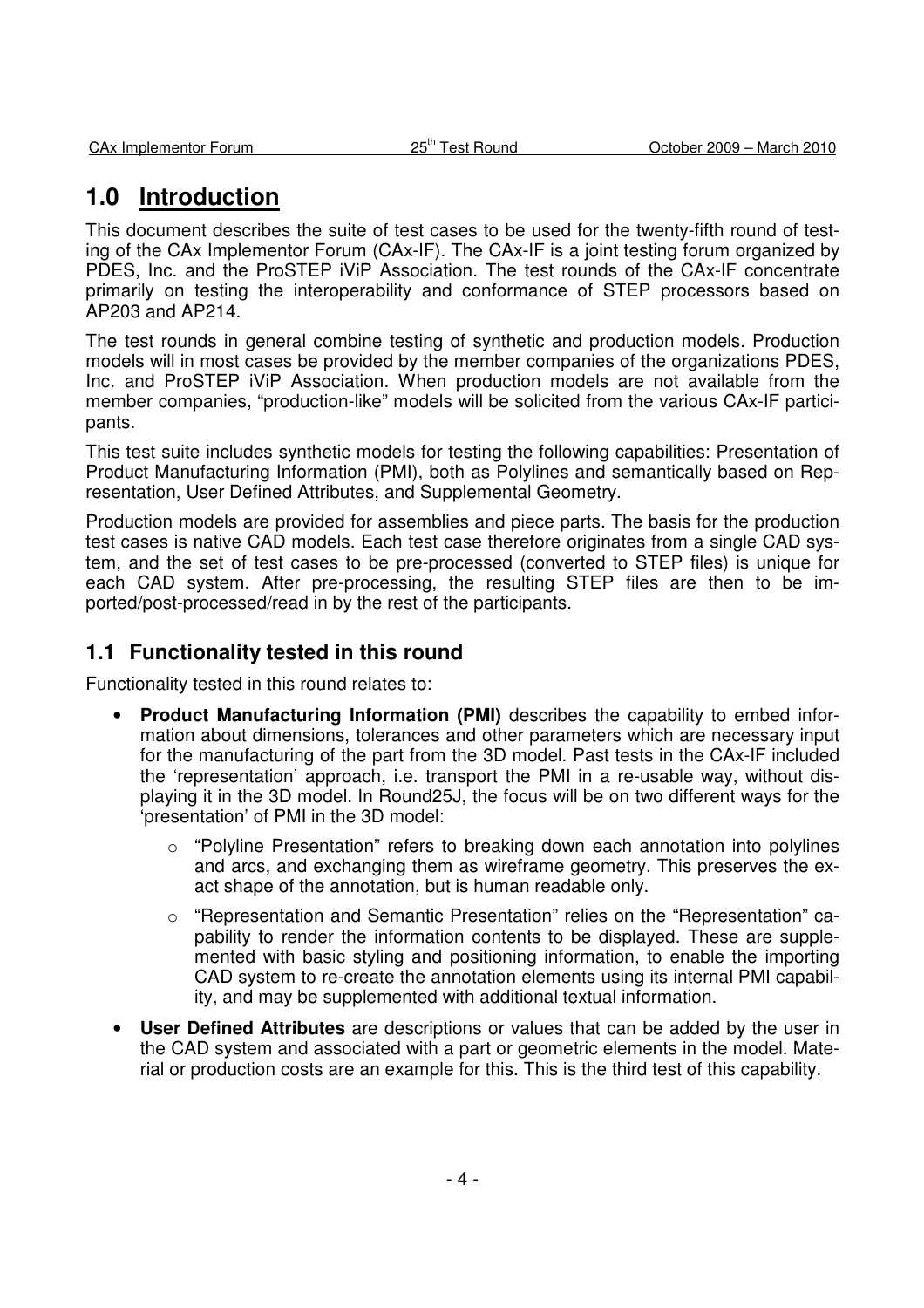# 1.0 Introduction

This document describes the suite of test cases to be used for the twenty-fifth round of testing of the CAx Implementor Forum (CAx-IF). The CAx-IF is a joint testing forum organized by PDES, Inc. and the ProSTEP iViP Association. The test rounds of the CAx-IF concentrate primarily on testing the interoperability and conformance of STEP processors based on AP203 and AP214.

The test rounds in general combine testing of synthetic and production models. Production models will in most cases be provided by the member companies of the organizations PDES, Inc. and ProSTEP iViP Association. When production models are not available from the member companies, "production-like" models will be solicited from the various CAx-IF participants.

This test suite includes synthetic models for testing the following capabilities: Presentation of Product Manufacturing Information (PMI), both as Polylines and semantically based on Representation, User Defined Attributes, and Supplemental Geometry.

Production models are provided for assemblies and piece parts. The basis for the production test cases is native CAD models. Each test case therefore originates from a single CAD system, and the set of test cases to be pre-processed (converted to STEP files) is unique for each CAD system. After pre-processing, the resulting STEP files are then to be imported/post-processed/read in by the rest of the participants.

## 1.1 Functionality tested in this round

Functionality tested in this round relates to:

- **Product Manufacturing Information (PMI)** describes the capability to embed information about dimensions, tolerances and other parameters which are necessary input for the manufacturing of the part from the 3D model. Past tests in the CAx-IF included the 'representation' approach, i.e. transport the PMI in a re-usable way, without displaying it in the 3D model. In Round25J, the focus will be on two different ways for the 'presentation' of PMI in the 3D model:
  - "Polyline Presentation" refers to breaking down each annotation into polylines and arcs, and exchanging them as wireframe geometry. This preserves the exact shape of the annotation, but is human readable only.
  - "Representation and Semantic Presentation" relies on the "Representation" capability to render the information contents to be displayed. These are supplemented with basic styling and positioning information, to enable the importing CAD system to re-create the annotation elements using its internal PMI capability, and may be supplemented with additional textual information.
- **User Defined Attributes** are descriptions or values that can be added by the user in the CAD system and associated with a part or geometric elements in the model. Material or production costs are an example for this. This is the third test of this capability.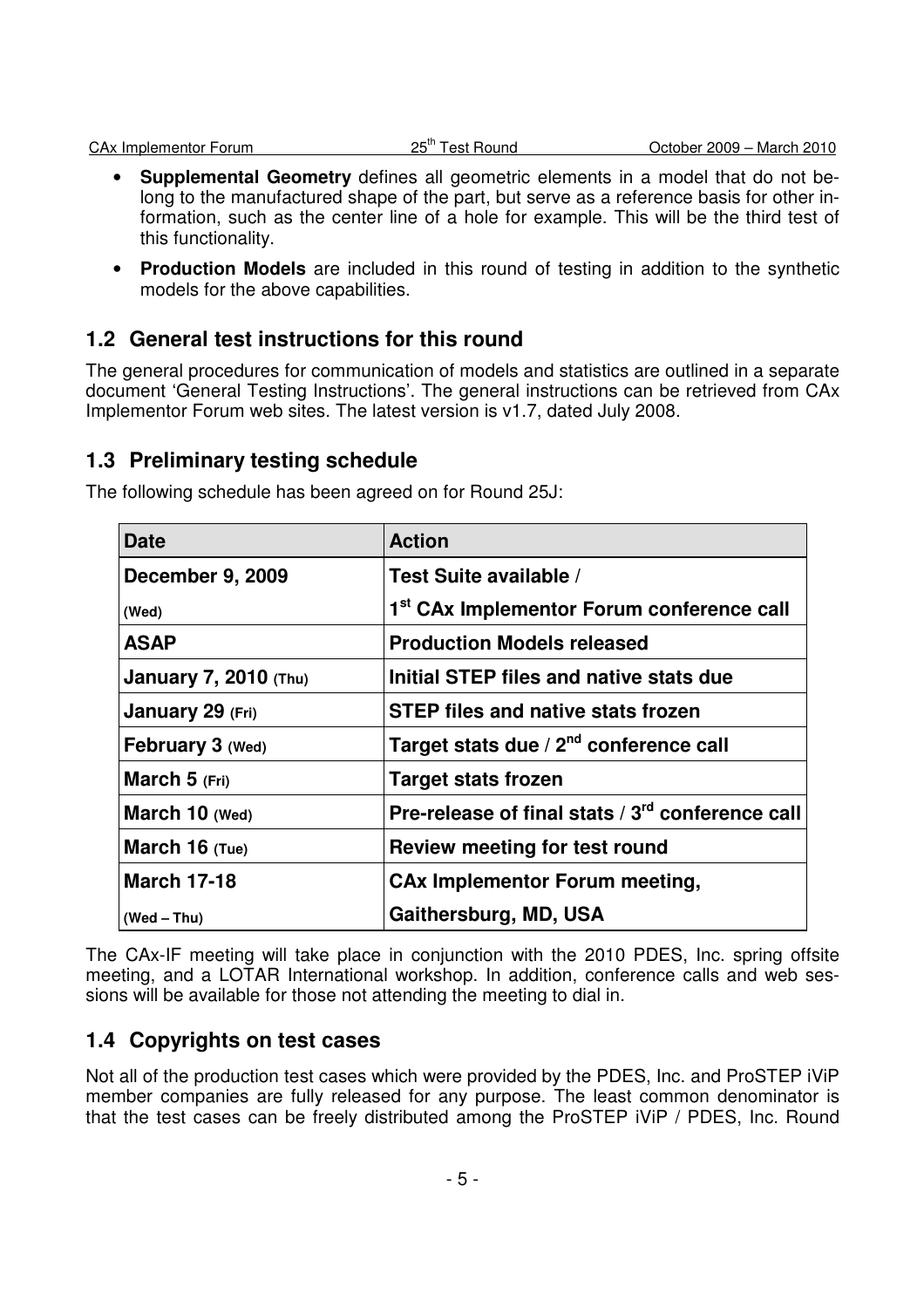- **Supplemental Geometry** defines all geometric elements in a model that do not belong to the manufactured shape of the part, but serve as a reference basis for other information, such as the center line of a hole for example. This will be the third test of this functionality.
- **Production Models** are included in this round of testing in addition to the synthetic models for the above capabilities.

## 1.2 General test instructions for this round

The general procedures for communication of models and statistics are outlined in a separate document 'General Testing Instructions'. The general instructions can be retrieved from CAx Implementor Forum web sites. The latest version is v1.7, dated July 2008.

## 1.3 Preliminary testing schedule

The following schedule has been agreed on for Round 25J:

| Date | Action |
|---|---|
| **December 9, 2009** (Wed) | **Test Suite available / 1st CAx Implementor Forum conference call** |
| **ASAP** | **Production Models released** |
| **January 7, 2010** (Thu) | **Initial STEP files and native stats due** |
| **January 29** (Fri) | **STEP files and native stats frozen** |
| **February 3** (Wed) | **Target stats due / 2nd conference call** |
| **March 5** (Fri) | **Target stats frozen** |
| **March 10** (Wed) | **Pre-release of final stats / 3rd conference call** |
| **March 16** (Tue) | **Review meeting for test round** |
| **March 17-18** (Wed – Thu) | **CAx Implementor Forum meeting, Gaithersburg, MD, USA** |

The CAx-IF meeting will take place in conjunction with the 2010 PDES, Inc. spring offsite meeting, and a LOTAR International workshop. In addition, conference calls and web sessions will be available for those not attending the meeting to dial in.

## 1.4 Copyrights on test cases

Not all of the production test cases which were provided by the PDES, Inc. and ProSTEP iViP member companies are fully released for any purpose. The least common denominator is that the test cases can be freely distributed among the ProSTEP iViP / PDES, Inc. Round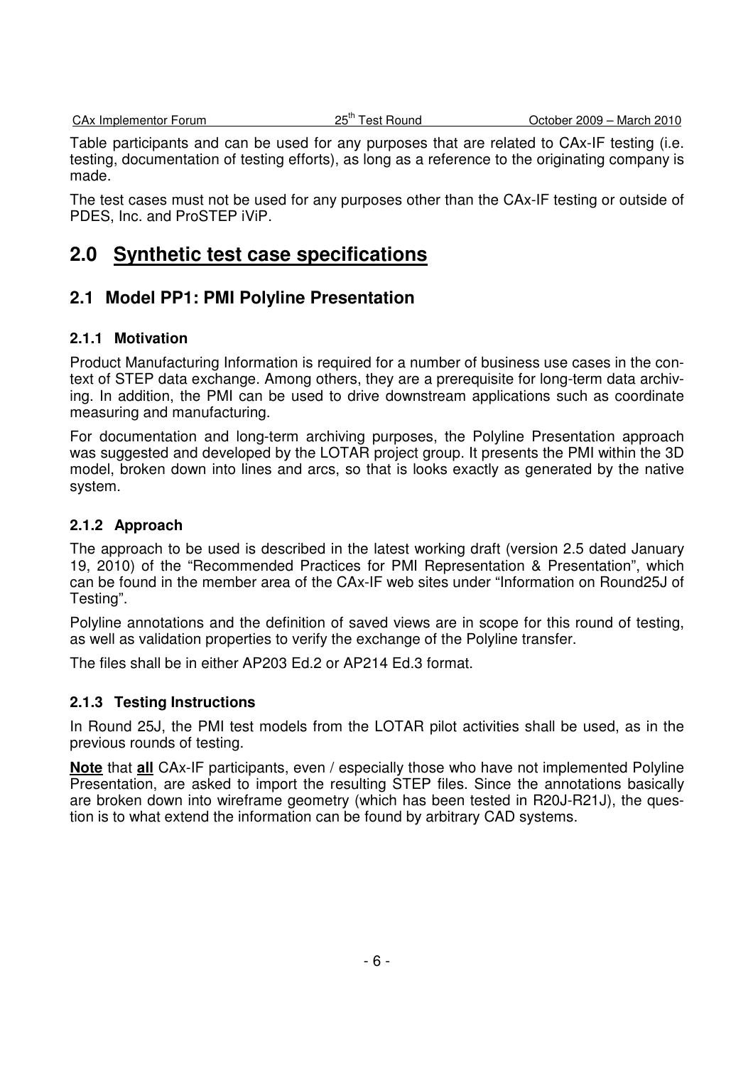Table participants and can be used for any purposes that are related to CAx-IF testing (i.e. testing, documentation of testing efforts), as long as a reference to the originating company is made.

The test cases must not be used for any purposes other than the CAx-IF testing or outside of PDES, Inc. and ProSTEP iViP.

# 2.0 Synthetic test case specifications

## 2.1 Model PP1: PMI Polyline Presentation

### 2.1.1 Motivation

Product Manufacturing Information is required for a number of business use cases in the context of STEP data exchange. Among others, they are a prerequisite for long-term data archiving. In addition, the PMI can be used to drive downstream applications such as coordinate measuring and manufacturing.

For documentation and long-term archiving purposes, the Polyline Presentation approach was suggested and developed by the LOTAR project group. It presents the PMI within the 3D model, broken down into lines and arcs, so that is looks exactly as generated by the native system.

### 2.1.2 Approach

The approach to be used is described in the latest working draft (version 2.5 dated January 19, 2010) of the "Recommended Practices for PMI Representation & Presentation", which can be found in the member area of the CAx-IF web sites under "Information on Round25J of Testing".

Polyline annotations and the definition of saved views are in scope for this round of testing, as well as validation properties to verify the exchange of the Polyline transfer.

The files shall be in either AP203 Ed.2 or AP214 Ed.3 format.

### 2.1.3 Testing Instructions

In Round 25J, the PMI test models from the LOTAR pilot activities shall be used, as in the previous rounds of testing.

**Note** that **all** CAx-IF participants, even / especially those who have not implemented Polyline Presentation, are asked to import the resulting STEP files. Since the annotations basically are broken down into wireframe geometry (which has been tested in R20J-R21J), the question is to what extend the information can be found by arbitrary CAD systems.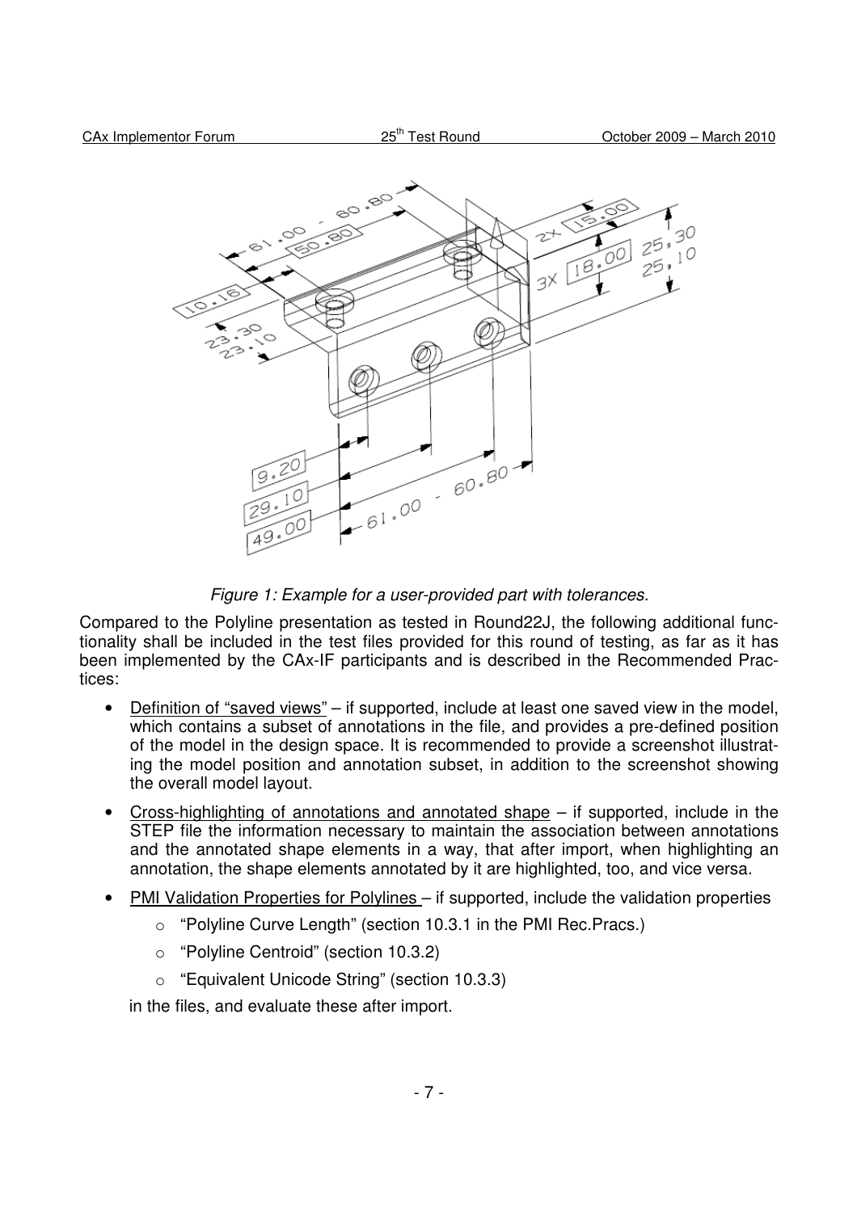*Figure 1: Example for a user-provided part with tolerances.*

Compared to the Polyline presentation as tested in Round22J, the following additional functionality shall be included in the test files provided for this round of testing, as far as it has been implemented by the CAx-IF participants and is described in the Recommended Practices:

- Definition of "saved views" – if supported, include at least one saved view in the model, which contains a subset of annotations in the file, and provides a pre-defined position of the model in the design space. It is recommended to provide a screenshot illustrating the model position and annotation subset, in addition to the screenshot showing the overall model layout.
- Cross-highlighting of annotations and annotated shape – if supported, include in the STEP file the information necessary to maintain the association between annotations and the annotated shape elements in a way, that after import, when highlighting an annotation, the shape elements annotated by it are highlighted, too, and vice versa.
- PMI Validation Properties for Polylines – if supported, include the validation properties
    - "Polyline Curve Length" (section 10.3.1 in the PMI Rec.Pracs.)
    - "Polyline Centroid" (section 10.3.2)
    - "Equivalent Unicode String" (section 10.3.3)

  in the files, and evaluate these after import.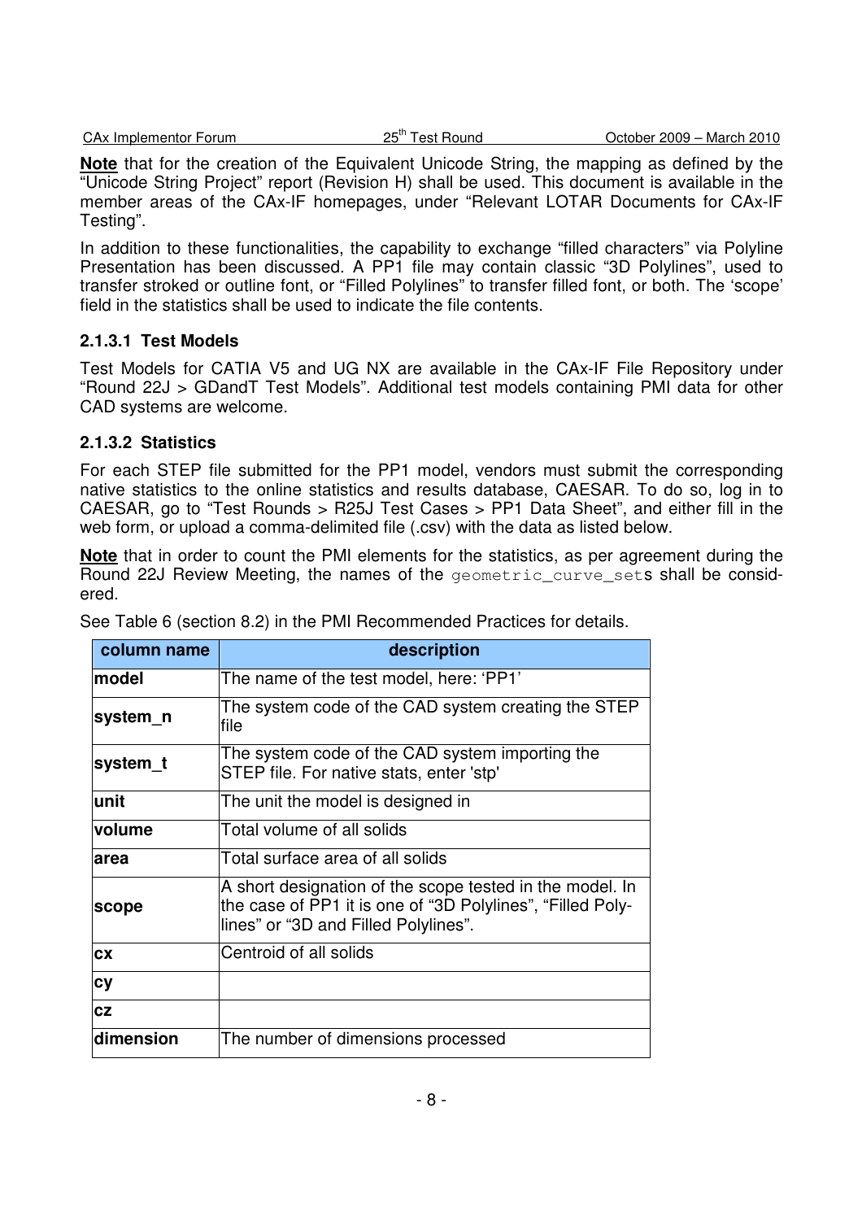**Note** that for the creation of the Equivalent Unicode String, the mapping as defined by the "Unicode String Project" report (Revision H) shall be used. This document is available in the member areas of the CAx-IF homepages, under "Relevant LOTAR Documents for CAx-IF Testing".

In addition to these functionalities, the capability to exchange "filled characters" via Polyline Presentation has been discussed. A PP1 file may contain classic "3D Polylines", used to transfer stroked or outline font, or "Filled Polylines" to transfer filled font, or both. The 'scope' field in the statistics shall be used to indicate the file contents.

#### 2.1.3.1 Test Models

Test Models for CATIA V5 and UG NX are available in the CAx-IF File Repository under "Round 22J > GDandT Test Models". Additional test models containing PMI data for other CAD systems are welcome.

#### 2.1.3.2 Statistics

For each STEP file submitted for the PP1 model, vendors must submit the corresponding native statistics to the online statistics and results database, CAESAR. To do so, log in to CAESAR, go to "Test Rounds > R25J Test Cases > PP1 Data Sheet", and either fill in the web form, or upload a comma-delimited file (.csv) with the data as listed below.

**Note** that in order to count the PMI elements for the statistics, as per agreement during the Round 22J Review Meeting, the names of the `geometric_curve_set`s shall be considered.

See Table 6 (section 8.2) in the PMI Recommended Practices for details.

| column name | description |
|---|---|
| **model** | The name of the test model, here: 'PP1' |
| **system_n** | The system code of the CAD system creating the STEP file |
| **system_t** | The system code of the CAD system importing the STEP file. For native stats, enter 'stp' |
| **unit** | The unit the model is designed in |
| **volume** | Total volume of all solids |
| **area** | Total surface area of all solids |
| **scope** | A short designation of the scope tested in the model. In the case of PP1 it is one of "3D Polylines", "Filled Polylines" or "3D and Filled Polylines". |
| **cx** | Centroid of all solids |
| **cy** | |
| **cz** | |
| **dimension** | The number of dimensions processed |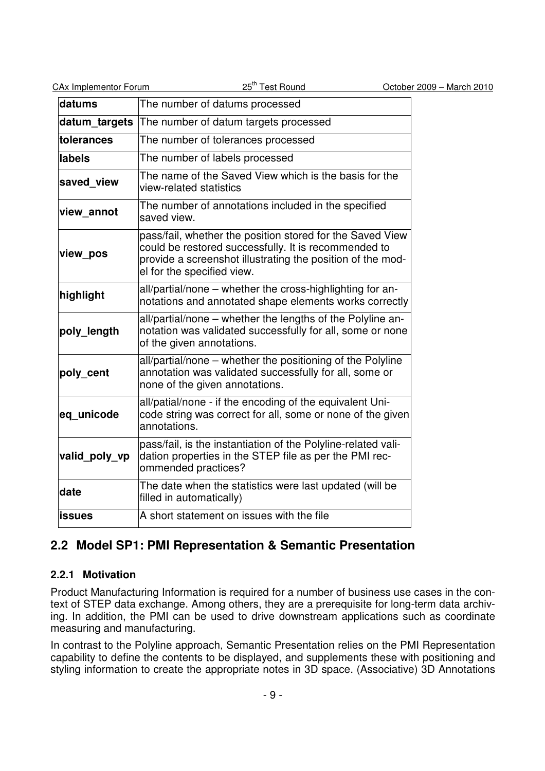| | |
|---|---|
| **datums** | The number of datums processed |
| **datum_targets** | The number of datum targets processed |
| **tolerances** | The number of tolerances processed |
| **labels** | The number of labels processed |
| **saved_view** | The name of the Saved View which is the basis for the view-related statistics |
| **view_annot** | The number of annotations included in the specified saved view. |
| **view_pos** | pass/fail, whether the position stored for the Saved View could be restored successfully. It is recommended to provide a screenshot illustrating the position of the model for the specified view. |
| **highlight** | all/partial/none – whether the cross-highlighting for annotations and annotated shape elements works correctly |
| **poly_length** | all/partial/none – whether the lengths of the Polyline annotation was validated successfully for all, some or none of the given annotations. |
| **poly_cent** | all/partial/none – whether the positioning of the Polyline annotation was validated successfully for all, some or none of the given annotations. |
| **eq_unicode** | all/patial/none - if the encoding of the equivalent Unicode string was correct for all, some or none of the given annotations. |
| **valid_poly_vp** | pass/fail, is the instantiation of the Polyline-related validation properties in the STEP file as per the PMI recommended practices? |
| **date** | The date when the statistics were last updated (will be filled in automatically) |
| **issues** | A short statement on issues with the file |

## 2.2 Model SP1: PMI Representation & Semantic Presentation

### 2.2.1 Motivation

Product Manufacturing Information is required for a number of business use cases in the context of STEP data exchange. Among others, they are a prerequisite for long-term data archiving. In addition, the PMI can be used to drive downstream applications such as coordinate measuring and manufacturing.

In contrast to the Polyline approach, Semantic Presentation relies on the PMI Representation capability to define the contents to be displayed, and supplements these with positioning and styling information to create the appropriate notes in 3D space. (Associative) 3D Annotations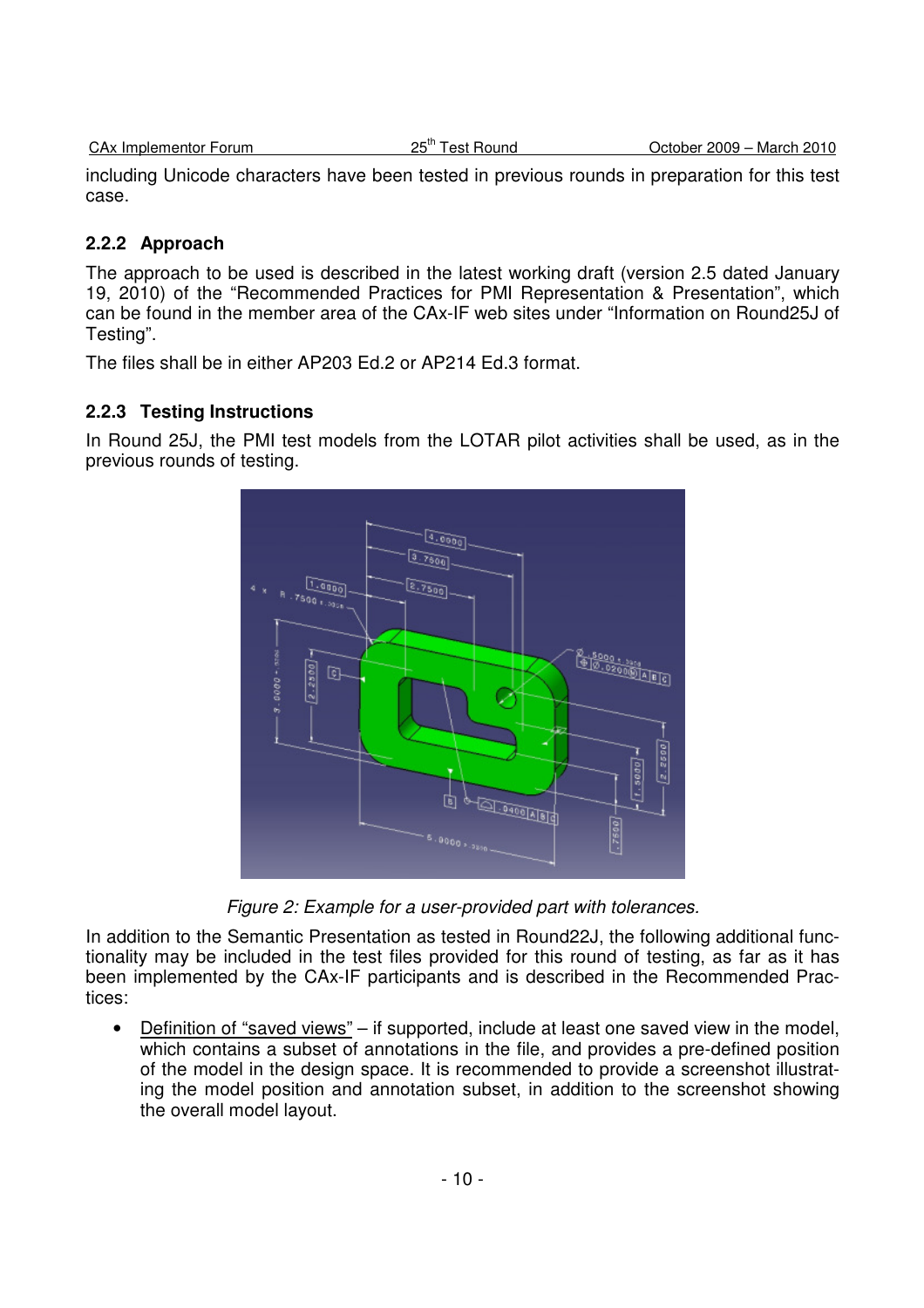including Unicode characters have been tested in previous rounds in preparation for this test case.

### 2.2.2 Approach

The approach to be used is described in the latest working draft (version 2.5 dated January 19, 2010) of the "Recommended Practices for PMI Representation & Presentation", which can be found in the member area of the CAx-IF web sites under "Information on Round25J of Testing".

The files shall be in either AP203 Ed.2 or AP214 Ed.3 format.

### 2.2.3 Testing Instructions

In Round 25J, the PMI test models from the LOTAR pilot activities shall be used, as in the previous rounds of testing.

*Figure 2: Example for a user-provided part with tolerances.*

In addition to the Semantic Presentation as tested in Round22J, the following additional functionality may be included in the test files provided for this round of testing, as far as it has been implemented by the CAx-IF participants and is described in the Recommended Practices:

- Definition of "saved views" – if supported, include at least one saved view in the model, which contains a subset of annotations in the file, and provides a pre-defined position of the model in the design space. It is recommended to provide a screenshot illustrating the model position and annotation subset, in addition to the screenshot showing the overall model layout.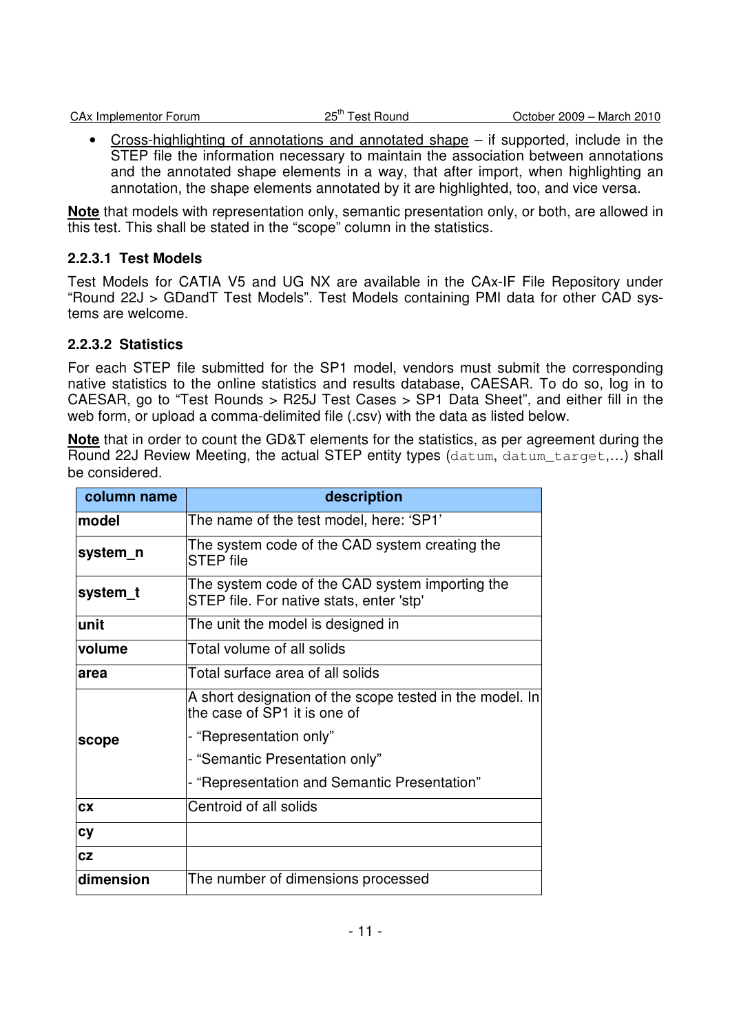- Cross-highlighting of annotations and annotated shape – if supported, include in the STEP file the information necessary to maintain the association between annotations and the annotated shape elements in a way, that after import, when highlighting an annotation, the shape elements annotated by it are highlighted, too, and vice versa.

**Note** that models with representation only, semantic presentation only, or both, are allowed in this test. This shall be stated in the "scope" column in the statistics.

#### 2.2.3.1 Test Models

Test Models for CATIA V5 and UG NX are available in the CAx-IF File Repository under "Round 22J > GDandT Test Models". Test Models containing PMI data for other CAD systems are welcome.

#### 2.2.3.2 Statistics

For each STEP file submitted for the SP1 model, vendors must submit the corresponding native statistics to the online statistics and results database, CAESAR. To do so, log in to CAESAR, go to "Test Rounds > R25J Test Cases > SP1 Data Sheet", and either fill in the web form, or upload a comma-delimited file (.csv) with the data as listed below.

**Note** that in order to count the GD&T elements for the statistics, as per agreement during the Round 22J Review Meeting, the actual STEP entity types (`datum`, `datum_target`,…) shall be considered.

| column name | description |
|---|---|
| **model** | The name of the test model, here: 'SP1' |
| **system_n** | The system code of the CAD system creating the STEP file |
| **system_t** | The system code of the CAD system importing the STEP file. For native stats, enter 'stp' |
| **unit** | The unit the model is designed in |
| **volume** | Total volume of all solids |
| **area** | Total surface area of all solids |
| **scope** | A short designation of the scope tested in the model. In the case of SP1 it is one of<br>- "Representation only"<br>- "Semantic Presentation only"<br>- "Representation and Semantic Presentation" |
| **cx** | Centroid of all solids |
| **cy** | |
| **cz** | |
| **dimension** | The number of dimensions processed |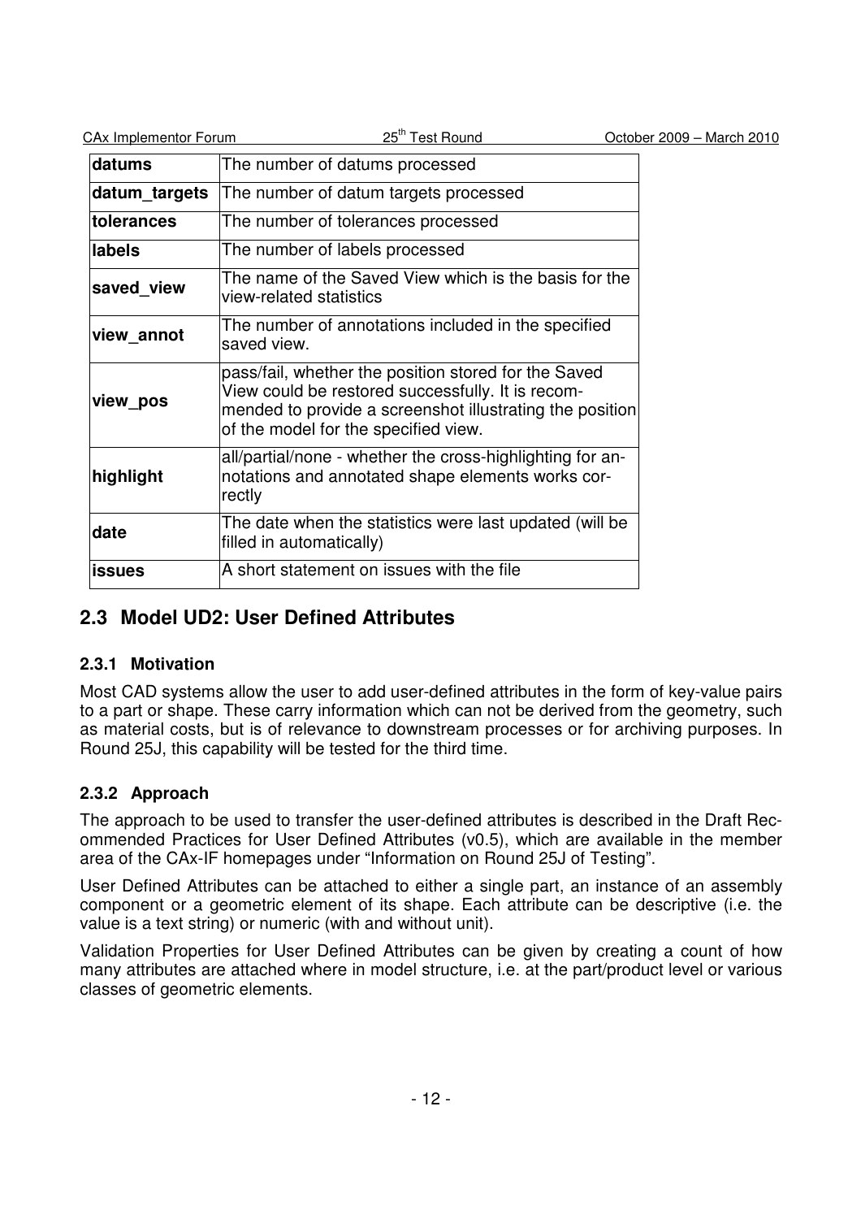| | |
|---|---|
| **datums** | The number of datums processed |
| **datum_targets** | The number of datum targets processed |
| **tolerances** | The number of tolerances processed |
| **labels** | The number of labels processed |
| **saved_view** | The name of the Saved View which is the basis for the view-related statistics |
| **view_annot** | The number of annotations included in the specified saved view. |
| **view_pos** | pass/fail, whether the position stored for the Saved View could be restored successfully. It is recommended to provide a screenshot illustrating the position of the model for the specified view. |
| **highlight** | all/partial/none - whether the cross-highlighting for annotations and annotated shape elements works correctly |
| **date** | The date when the statistics were last updated (will be filled in automatically) |
| **issues** | A short statement on issues with the file |

## 2.3 Model UD2: User Defined Attributes

### 2.3.1 Motivation

Most CAD systems allow the user to add user-defined attributes in the form of key-value pairs to a part or shape. These carry information which can not be derived from the geometry, such as material costs, but is of relevance to downstream processes or for archiving purposes. In Round 25J, this capability will be tested for the third time.

### 2.3.2 Approach

The approach to be used to transfer the user-defined attributes is described in the Draft Recommended Practices for User Defined Attributes (v0.5), which are available in the member area of the CAx-IF homepages under "Information on Round 25J of Testing".

User Defined Attributes can be attached to either a single part, an instance of an assembly component or a geometric element of its shape. Each attribute can be descriptive (i.e. the value is a text string) or numeric (with and without unit).

Validation Properties for User Defined Attributes can be given by creating a count of how many attributes are attached where in model structure, i.e. at the part/product level or various classes of geometric elements.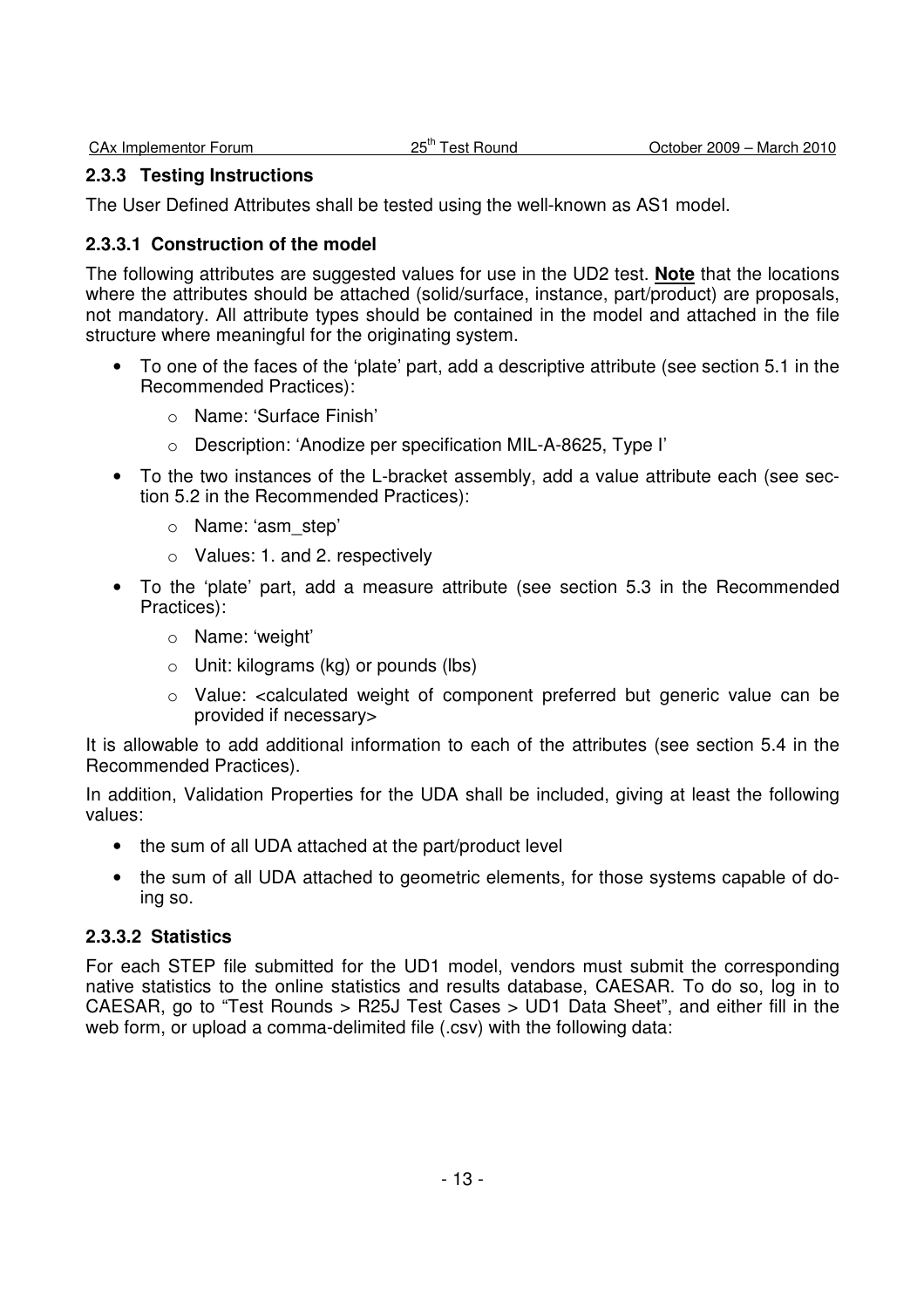### 2.3.3 Testing Instructions

The User Defined Attributes shall be tested using the well-known as AS1 model.

#### 2.3.3.1 Construction of the model

The following attributes are suggested values for use in the UD2 test. **Note** that the locations where the attributes should be attached (solid/surface, instance, part/product) are proposals, not mandatory. All attribute types should be contained in the model and attached in the file structure where meaningful for the originating system.

- To one of the faces of the 'plate' part, add a descriptive attribute (see section 5.1 in the Recommended Practices):
  - Name: 'Surface Finish'
  - Description: 'Anodize per specification MIL-A-8625, Type I'
- To the two instances of the L-bracket assembly, add a value attribute each (see section 5.2 in the Recommended Practices):
  - Name: 'asm_step'
  - Values: 1. and 2. respectively
- To the 'plate' part, add a measure attribute (see section 5.3 in the Recommended Practices):
  - Name: 'weight'
  - Unit: kilograms (kg) or pounds (lbs)
  - Value: <calculated weight of component preferred but generic value can be provided if necessary>

It is allowable to add additional information to each of the attributes (see section 5.4 in the Recommended Practices).

In addition, Validation Properties for the UDA shall be included, giving at least the following values:

- the sum of all UDA attached at the part/product level
- the sum of all UDA attached to geometric elements, for those systems capable of doing so.

#### 2.3.3.2 Statistics

For each STEP file submitted for the UD1 model, vendors must submit the corresponding native statistics to the online statistics and results database, CAESAR. To do so, log in to CAESAR, go to "Test Rounds > R25J Test Cases > UD1 Data Sheet", and either fill in the web form, or upload a comma-delimited file (.csv) with the following data: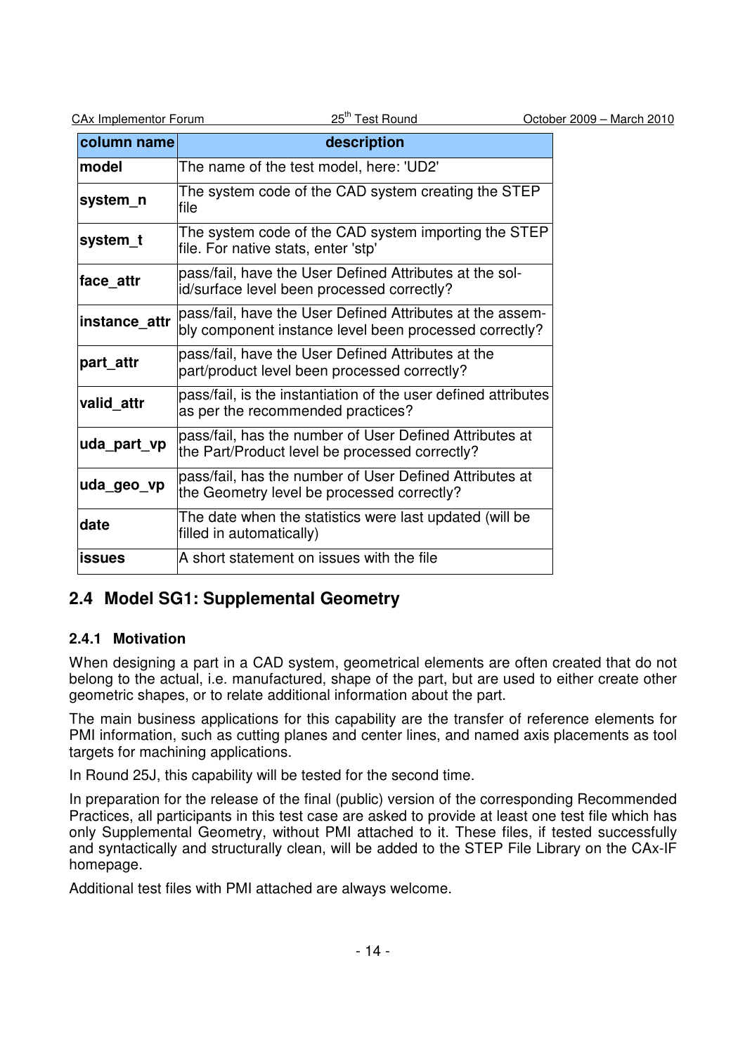| column name | description |
|---|---|
| **model** | The name of the test model, here: 'UD2' |
| **system_n** | The system code of the CAD system creating the STEP file |
| **system_t** | The system code of the CAD system importing the STEP file. For native stats, enter 'stp' |
| **face_attr** | pass/fail, have the User Defined Attributes at the solid/surface level been processed correctly? |
| **instance_attr** | pass/fail, have the User Defined Attributes at the assembly component instance level been processed correctly? |
| **part_attr** | pass/fail, have the User Defined Attributes at the part/product level been processed correctly? |
| **valid_attr** | pass/fail, is the instantiation of the user defined attributes as per the recommended practices? |
| **uda_part_vp** | pass/fail, has the number of User Defined Attributes at the Part/Product level be processed correctly? |
| **uda_geo_vp** | pass/fail, has the number of User Defined Attributes at the Geometry level be processed correctly? |
| **date** | The date when the statistics were last updated (will be filled in automatically) |
| **issues** | A short statement on issues with the file |

## 2.4 Model SG1: Supplemental Geometry

### 2.4.1 Motivation

When designing a part in a CAD system, geometrical elements are often created that do not belong to the actual, i.e. manufactured, shape of the part, but are used to either create other geometric shapes, or to relate additional information about the part.

The main business applications for this capability are the transfer of reference elements for PMI information, such as cutting planes and center lines, and named axis placements as tool targets for machining applications.

In Round 25J, this capability will be tested for the second time.

In preparation for the release of the final (public) version of the corresponding Recommended Practices, all participants in this test case are asked to provide at least one test file which has only Supplemental Geometry, without PMI attached to it. These files, if tested successfully and syntactically and structurally clean, will be added to the STEP File Library on the CAx-IF homepage.

Additional test files with PMI attached are always welcome.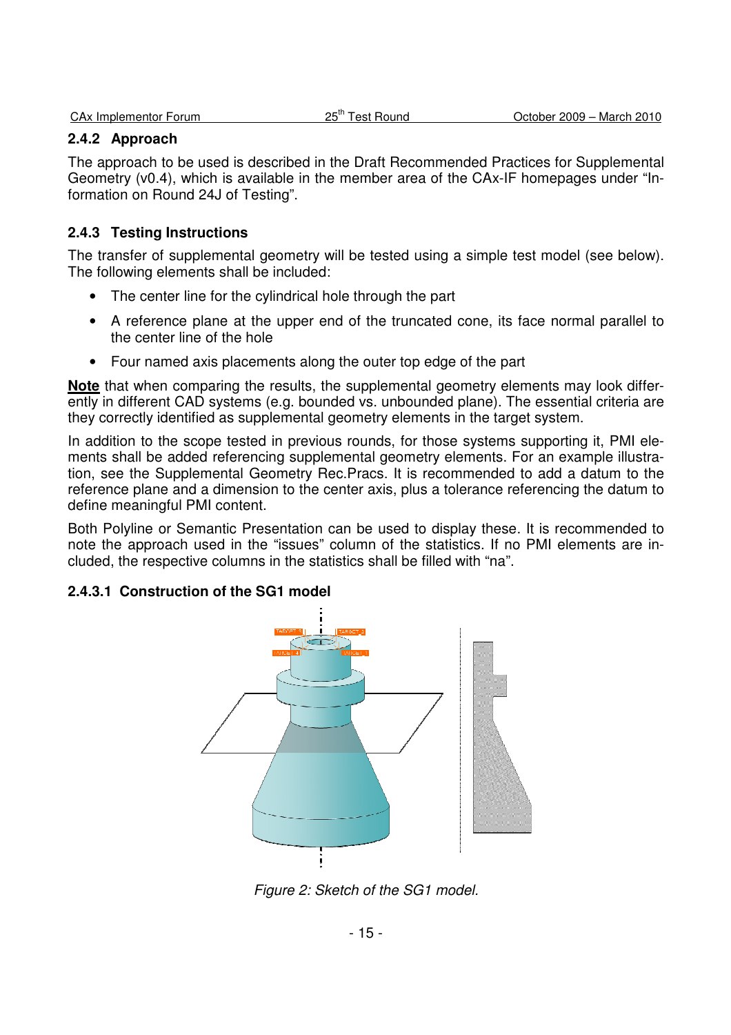### 2.4.2 Approach

The approach to be used is described in the Draft Recommended Practices for Supplemental Geometry (v0.4), which is available in the member area of the CAx-IF homepages under "Information on Round 24J of Testing".

### 2.4.3 Testing Instructions

The transfer of supplemental geometry will be tested using a simple test model (see below). The following elements shall be included:

- The center line for the cylindrical hole through the part
- A reference plane at the upper end of the truncated cone, its face normal parallel to the center line of the hole
- Four named axis placements along the outer top edge of the part

**Note** that when comparing the results, the supplemental geometry elements may look differently in different CAD systems (e.g. bounded vs. unbounded plane). The essential criteria are they correctly identified as supplemental geometry elements in the target system.

In addition to the scope tested in previous rounds, for those systems supporting it, PMI elements shall be added referencing supplemental geometry elements. For an example illustration, see the Supplemental Geometry Rec.Pracs. It is recommended to add a datum to the reference plane and a dimension to the center axis, plus a tolerance referencing the datum to define meaningful PMI content.

Both Polyline or Semantic Presentation can be used to display these. It is recommended to note the approach used in the "issues" column of the statistics. If no PMI elements are included, the respective columns in the statistics shall be filled with "na".

#### 2.4.3.1 Construction of the SG1 model

*Figure 2: Sketch of the SG1 model.*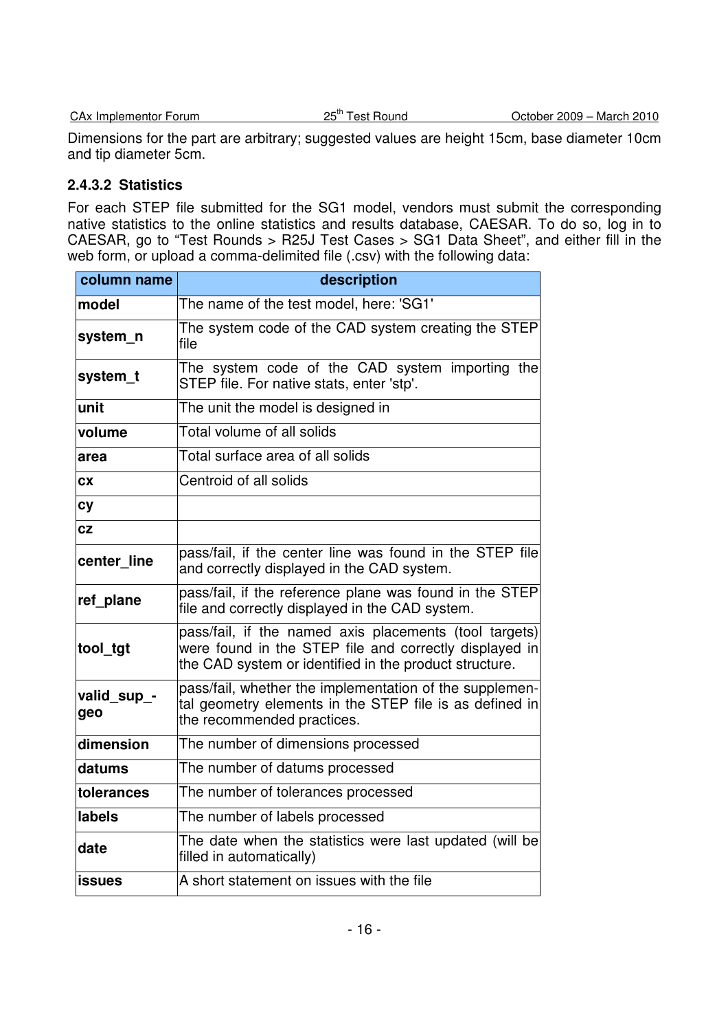Dimensions for the part are arbitrary; suggested values are height 15cm, base diameter 10cm and tip diameter 5cm.

#### 2.4.3.2 Statistics

For each STEP file submitted for the SG1 model, vendors must submit the corresponding native statistics to the online statistics and results database, CAESAR. To do so, log in to CAESAR, go to "Test Rounds > R25J Test Cases > SG1 Data Sheet", and either fill in the web form, or upload a comma-delimited file (.csv) with the following data:

| column name | description |
| --- | --- |
| **model** | The name of the test model, here: 'SG1' |
| **system_n** | The system code of the CAD system creating the STEP file |
| **system_t** | The system code of the CAD system importing the STEP file. For native stats, enter 'stp'. |
| **unit** | The unit the model is designed in |
| **volume** | Total volume of all solids |
| **area** | Total surface area of all solids |
| **cx** | Centroid of all solids |
| **cy** | |
| **cz** | |
| **center_line** | pass/fail, if the center line was found in the STEP file and correctly displayed in the CAD system. |
| **ref_plane** | pass/fail, if the reference plane was found in the STEP file and correctly displayed in the CAD system. |
| **tool_tgt** | pass/fail, if the named axis placements (tool targets) were found in the STEP file and correctly displayed in the CAD system or identified in the product structure. |
| **valid_sup_-geo** | pass/fail, whether the implementation of the supplemental geometry elements in the STEP file is as defined in the recommended practices. |
| **dimension** | The number of dimensions processed |
| **datums** | The number of datums processed |
| **tolerances** | The number of tolerances processed |
| **labels** | The number of labels processed |
| **date** | The date when the statistics were last updated (will be filled in automatically) |
| **issues** | A short statement on issues with the file |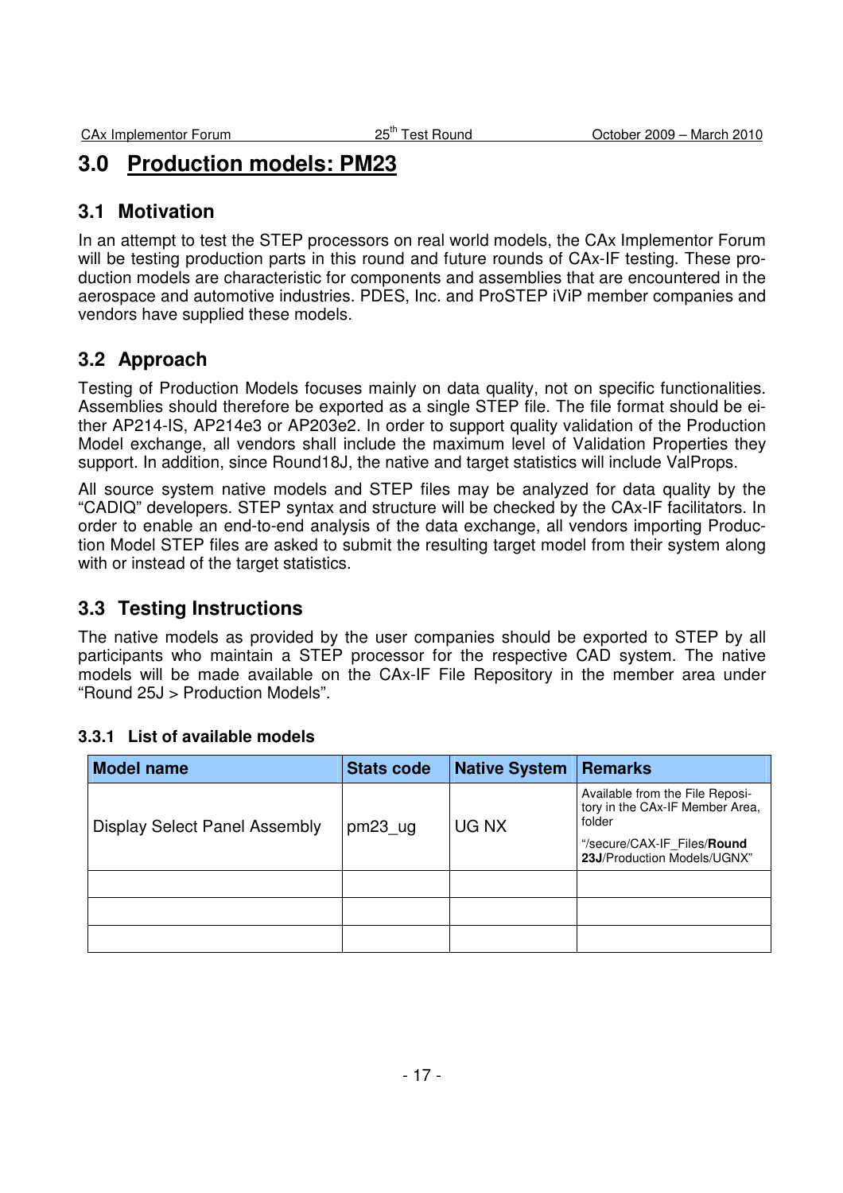# 3.0 Production models: PM23

## 3.1 Motivation

In an attempt to test the STEP processors on real world models, the CAx Implementor Forum will be testing production parts in this round and future rounds of CAx-IF testing. These production models are characteristic for components and assemblies that are encountered in the aerospace and automotive industries. PDES, Inc. and ProSTEP iViP member companies and vendors have supplied these models.

## 3.2 Approach

Testing of Production Models focuses mainly on data quality, not on specific functionalities. Assemblies should therefore be exported as a single STEP file. The file format should be either AP214-IS, AP214e3 or AP203e2. In order to support quality validation of the Production Model exchange, all vendors shall include the maximum level of Validation Properties they support. In addition, since Round18J, the native and target statistics will include ValProps.

All source system native models and STEP files may be analyzed for data quality by the "CADIQ" developers. STEP syntax and structure will be checked by the CAx-IF facilitators. In order to enable an end-to-end analysis of the data exchange, all vendors importing Production Model STEP files are asked to submit the resulting target model from their system along with or instead of the target statistics.

## 3.3 Testing Instructions

The native models as provided by the user companies should be exported to STEP by all participants who maintain a STEP processor for the respective CAD system. The native models will be made available on the CAx-IF File Repository in the member area under "Round 25J > Production Models".

### 3.3.1 List of available models

| Model name | Stats code | Native System | Remarks |
|---|---|---|---|
| Display Select Panel Assembly | pm23_ug | UG NX | Available from the File Repository in the CAx-IF Member Area, folder "/secure/CAX-IF_Files/**Round 23J**/Production Models/UGNX" |
| | | | |
| | | | |
| | | | |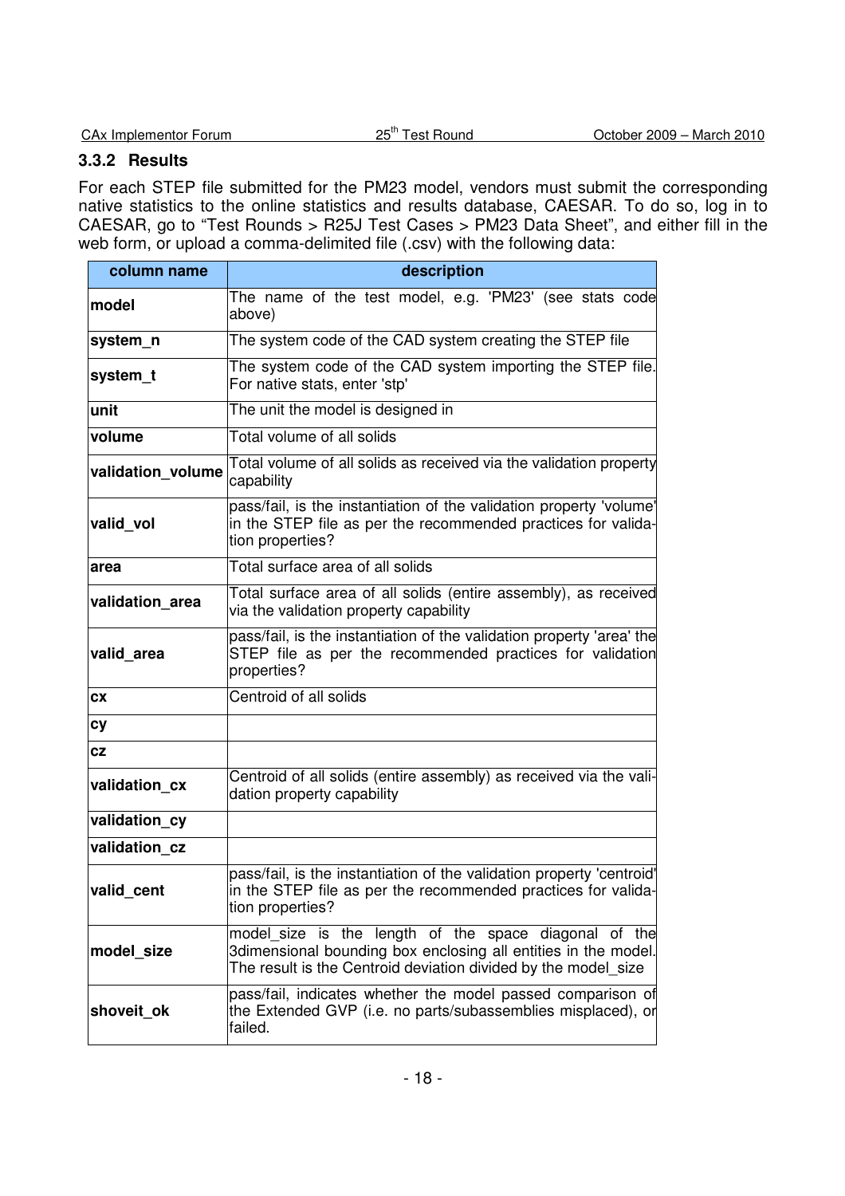### 3.3.2 Results

For each STEP file submitted for the PM23 model, vendors must submit the corresponding native statistics to the online statistics and results database, CAESAR. To do so, log in to CAESAR, go to “Test Rounds > R25J Test Cases > PM23 Data Sheet”, and either fill in the web form, or upload a comma-delimited file (.csv) with the following data:

| column name | description |
|---|---|
| **model** | The name of the test model, e.g. 'PM23' (see stats code above) |
| **system_n** | The system code of the CAD system creating the STEP file |
| **system_t** | The system code of the CAD system importing the STEP file. For native stats, enter 'stp' |
| **unit** | The unit the model is designed in |
| **volume** | Total volume of all solids |
| **validation_volume** | Total volume of all solids as received via the validation property capability |
| **valid_vol** | pass/fail, is the instantiation of the validation property 'volume' in the STEP file as per the recommended practices for validation properties? |
| **area** | Total surface area of all solids |
| **validation_area** | Total surface area of all solids (entire assembly), as received via the validation property capability |
| **valid_area** | pass/fail, is the instantiation of the validation property 'area' the STEP file as per the recommended practices for validation properties? |
| **cx** | Centroid of all solids |
| **cy** | |
| **cz** | |
| **validation_cx** | Centroid of all solids (entire assembly) as received via the validation property capability |
| **validation_cy** | |
| **validation_cz** | |
| **valid_cent** | pass/fail, is the instantiation of the validation property 'centroid' in the STEP file as per the recommended practices for validation properties? |
| **model_size** | model_size is the length of the space diagonal of the 3dimensional bounding box enclosing all entities in the model. The result is the Centroid deviation divided by the model_size |
| **shoveit_ok** | pass/fail, indicates whether the model passed comparison of the Extended GVP (i.e. no parts/subassemblies misplaced), or failed. |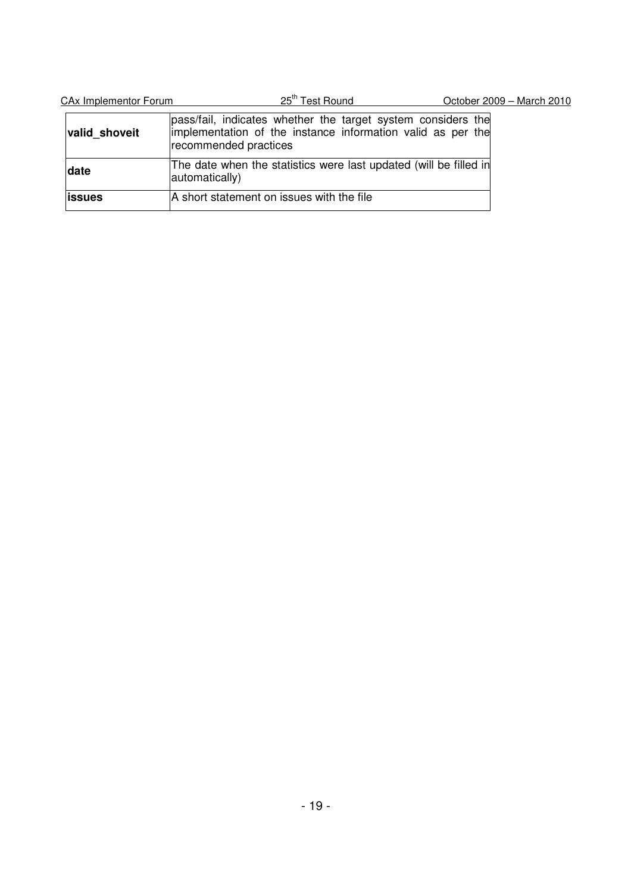| | |
|---|---|
| **valid_shoveit** | pass/fail, indicates whether the target system considers the implementation of the instance information valid as per the recommended practices |
| **date** | The date when the statistics were last updated (will be filled in automatically) |
| **issues** | A short statement on issues with the file |